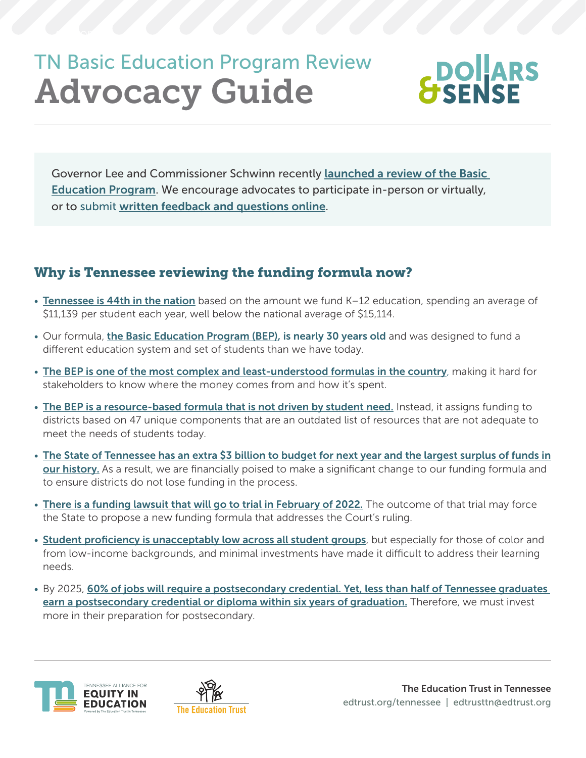# TN Basic Education Program Review

# Advocacy Guide

Governor Lee and Commissioner Schwinn recently **launched a review of the Basic Education Program**. We encourage advocates to participate in-person or virtually, or to submit **written feedback and questions online**.

## Why is Tennessee reviewing the funding formula now?

- **Tennessee is 44th in the nation** based on the amount we fund K–12 education, spending an average of $11,139 per student each year, well below the national average of $15,114.
- Our formula, **the Basic Education Program (BEP), is nearly 30 years old** and was designed to fund a different education system and set of students than we have today.
- **The BEP is one of the most complex and least-understood formulas in the country**, making it hard for stakeholders to know where the money comes from and how it's spent.
- **The BEP is a resource-based formula that is not driven by student need.** Instead, it assigns funding to districts based on 47 unique components that are an outdated list of resources that are not adequate to meet the needs of students today.
- **The State of Tennessee has an extra $3 billion to budget for next year and the largest surplus of funds in our history.** As a result, we are financially poised to make a significant change to our funding formula and to ensure districts do not lose funding in the process.
- **There is a funding lawsuit that will go to trial in February of 2022.** The outcome of that trial may force the State to propose a new funding formula that addresses the Court's ruling.
- **Student proficiency is unacceptably low across all student groups**, but especially for those of color and from low-income backgrounds, and minimal investments have made it difficult to address their learning needs.
- By 2025, **60% of jobs will require a postsecondary credential. Yet, less than half of Tennessee graduates earn a postsecondary credential or diploma within six years of graduation.** Therefore, we must invest more in their preparation for postsecondary.

The Education Trust in Tennessee
edtrust.org/tennessee | edtrusttn@edtrust.org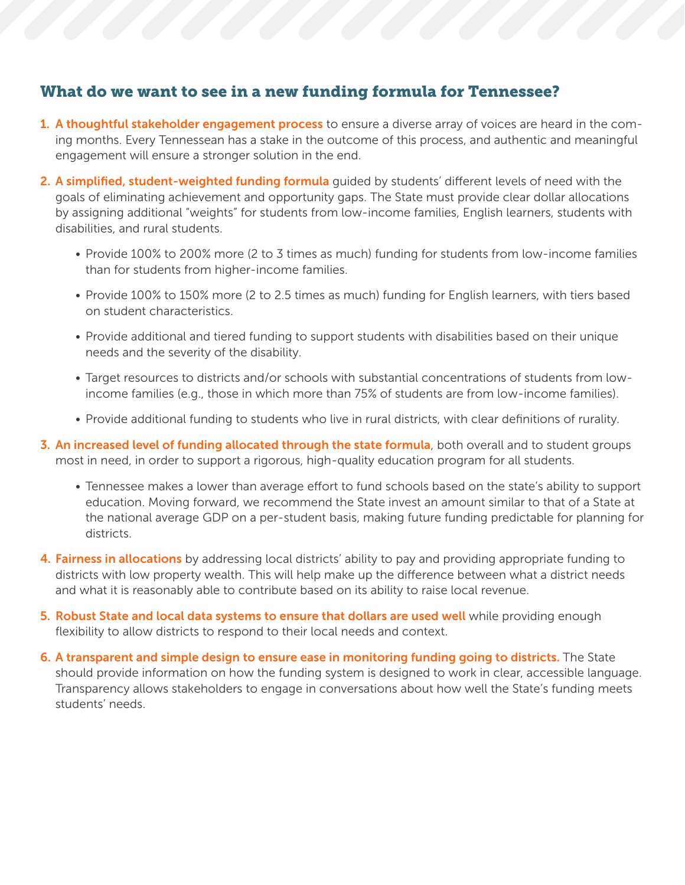## What do we want to see in a new funding formula for Tennessee?

1. **A thoughtful stakeholder engagement process** to ensure a diverse array of voices are heard in the coming months. Every Tennessean has a stake in the outcome of this process, and authentic and meaningful engagement will ensure a stronger solution in the end.

2. **A simplified, student-weighted funding formula** guided by students' different levels of need with the goals of eliminating achievement and opportunity gaps. The State must provide clear dollar allocations by assigning additional "weights" for students from low-income families, English learners, students with disabilities, and rural students.

   - Provide 100% to 200% more (2 to 3 times as much) funding for students from low-income families than for students from higher-income families.
   - Provide 100% to 150% more (2 to 2.5 times as much) funding for English learners, with tiers based on student characteristics.
   - Provide additional and tiered funding to support students with disabilities based on their unique needs and the severity of the disability.
   - Target resources to districts and/or schools with substantial concentrations of students from low-income families (e.g., those in which more than 75% of students are from low-income families).
   - Provide additional funding to students who live in rural districts, with clear definitions of rurality.

3. **An increased level of funding allocated through the state formula**, both overall and to student groups most in need, in order to support a rigorous, high-quality education program for all students.

   - Tennessee makes a lower than average effort to fund schools based on the state's ability to support education. Moving forward, we recommend the State invest an amount similar to that of a State at the national average GDP on a per-student basis, making future funding predictable for planning for districts.

4. **Fairness in allocations** by addressing local districts' ability to pay and providing appropriate funding to districts with low property wealth. This will help make up the difference between what a district needs and what it is reasonably able to contribute based on its ability to raise local revenue.

5. **Robust State and local data systems to ensure that dollars are used well** while providing enough flexibility to allow districts to respond to their local needs and context.

6. **A transparent and simple design to ensure ease in monitoring funding going to districts.** The State should provide information on how the funding system is designed to work in clear, accessible language. Transparency allows stakeholders to engage in conversations about how well the State's funding meets students' needs.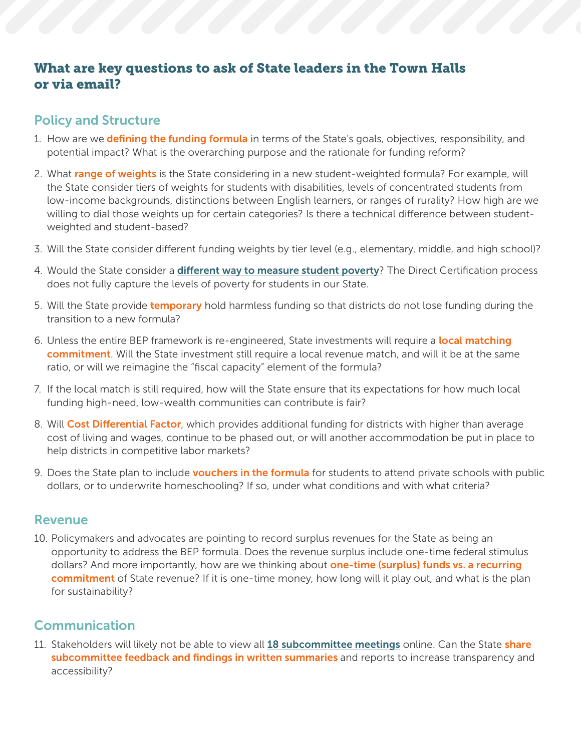## What are key questions to ask of State leaders in the Town Halls or via email?

### Policy and Structure

1. How are we **defining the funding formula** in terms of the State's goals, objectives, responsibility, and potential impact? What is the overarching purpose and the rationale for funding reform?
2. What **range of weights** is the State considering in a new student-weighted formula? For example, will the State consider tiers of weights for students with disabilities, levels of concentrated students from low-income backgrounds, distinctions between English learners, or ranges of rurality? How high are we willing to dial those weights up for certain categories? Is there a technical difference between student-weighted and student-based?
3. Will the State consider different funding weights by tier level (e.g., elementary, middle, and high school)?
4. Would the State consider a **different way to measure student poverty**? The Direct Certification process does not fully capture the levels of poverty for students in our State.
5. Will the State provide **temporary** hold harmless funding so that districts do not lose funding during the transition to a new formula?
6. Unless the entire BEP framework is re-engineered, State investments will require a **local matching commitment**. Will the State investment still require a local revenue match, and will it be at the same ratio, or will we reimagine the "fiscal capacity" element of the formula?
7. If the local match is still required, how will the State ensure that its expectations for how much local funding high-need, low-wealth communities can contribute is fair?
8. Will **Cost Differential Factor**, which provides additional funding for districts with higher than average cost of living and wages, continue to be phased out, or will another accommodation be put in place to help districts in competitive labor markets?
9. Does the State plan to include **vouchers in the formula** for students to attend private schools with public dollars, or to underwrite homeschooling? If so, under what conditions and with what criteria?

### Revenue

10. Policymakers and advocates are pointing to record surplus revenues for the State as being an opportunity to address the BEP formula. Does the revenue surplus include one-time federal stimulus dollars? And more importantly, how are we thinking about **one-time (surplus) funds vs. a recurring commitment** of State revenue? If it is one-time money, how long will it play out, and what is the plan for sustainability?

### Communication

11. Stakeholders will likely not be able to view all **18 subcommittee meetings** online. Can the State **share subcommittee feedback and findings in written summaries** and reports to increase transparency and accessibility?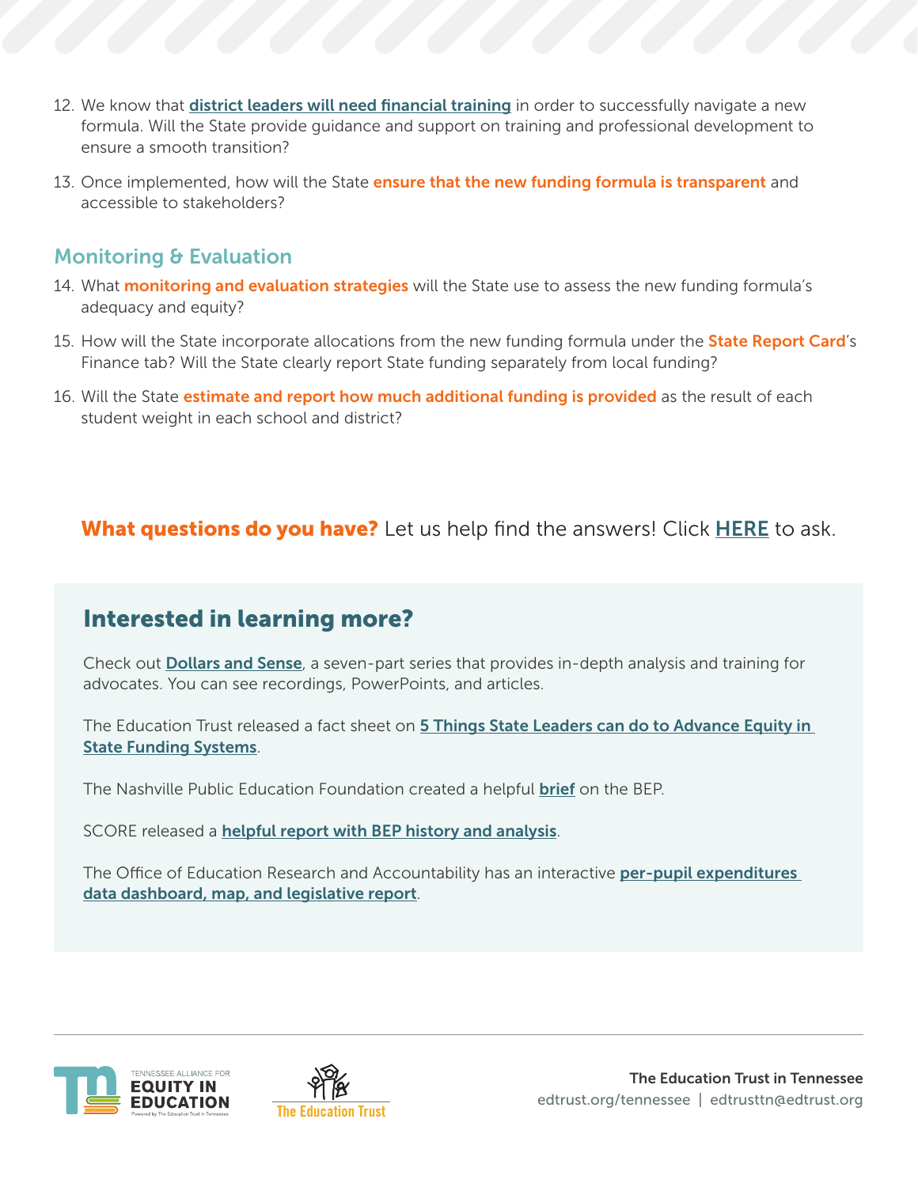12. We know that **district leaders will need financial training** in order to successfully navigate a new formula. Will the State provide guidance and support on training and professional development to ensure a smooth transition?

13. Once implemented, how will the State **ensure that the new funding formula is transparent** and accessible to stakeholders?

## Monitoring & Evaluation

14. What **monitoring and evaluation strategies** will the State use to assess the new funding formula's adequacy and equity?

15. How will the State incorporate allocations from the new funding formula under the **State Report Card**'s Finance tab? Will the State clearly report State funding separately from local funding?

16. Will the State **estimate and report how much additional funding is provided** as the result of each student weight in each school and district?

**What questions do you have?** Let us help find the answers! Click HERE to ask.

## Interested in learning more?

Check out **Dollars and Sense**, a seven-part series that provides in-depth analysis and training for advocates. You can see recordings, PowerPoints, and articles.

The Education Trust released a fact sheet on **5 Things State Leaders can do to Advance Equity in State Funding Systems**.

The Nashville Public Education Foundation created a helpful **brief** on the BEP.

SCORE released a **helpful report with BEP history and analysis**.

The Office of Education Research and Accountability has an interactive **per-pupil expenditures data dashboard, map, and legislative report**.

TENNESSEE ALLIANCE FOR EQUITY IN EDUCATION

Powered by The Education Trust in Tennessee

The Education Trust

**The Education Trust in Tennessee**
edtrust.org/tennessee | edtrusttn@edtrust.org